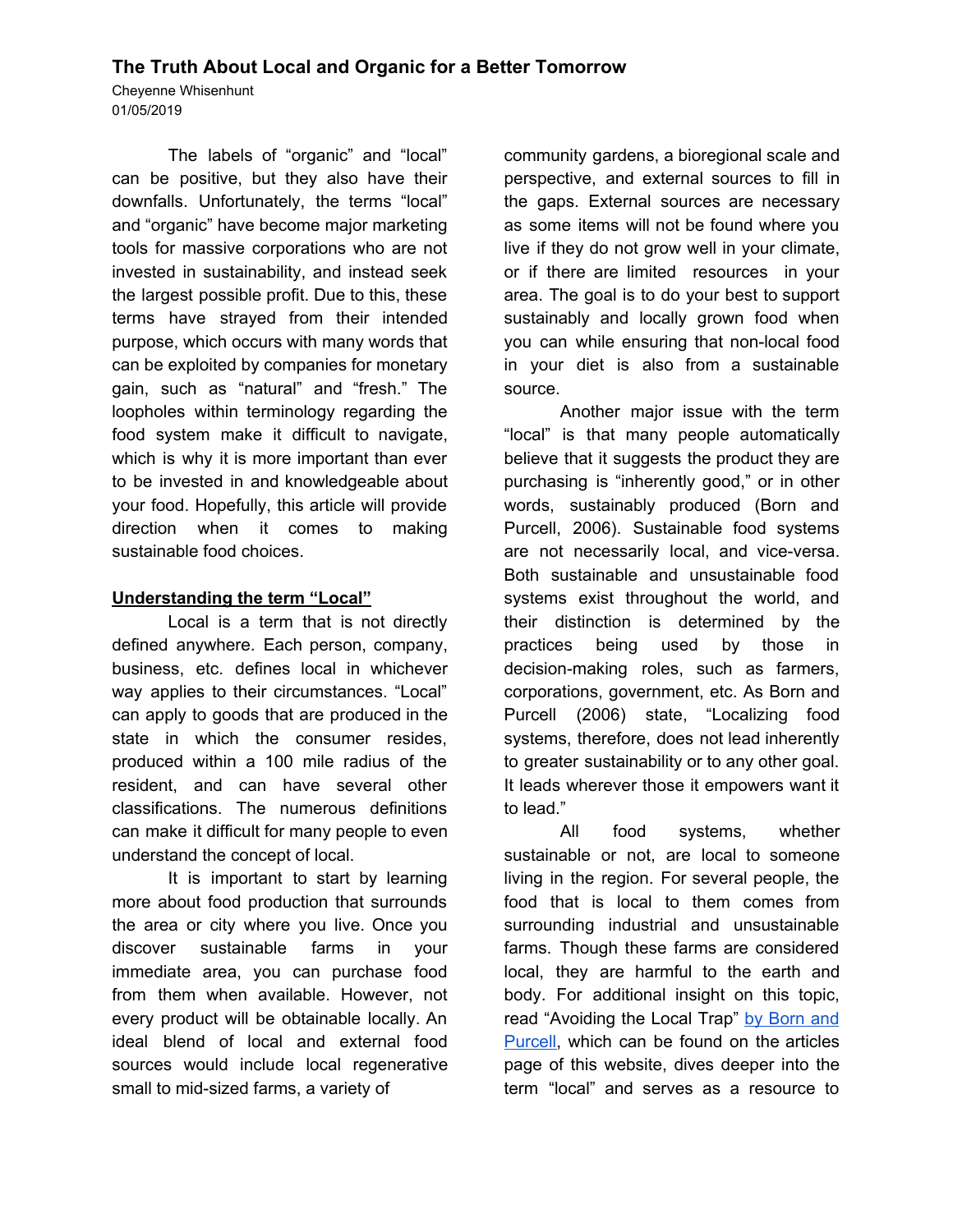# The Truth About Local and Organic for a Better Tomorrow

Cheyenne Whisenhunt
01/05/2019

The labels of "organic" and "local" can be positive, but they also have their downfalls. Unfortunately, the terms "local" and "organic" have become major marketing tools for massive corporations who are not invested in sustainability, and instead seek the largest possible profit. Due to this, these terms have strayed from their intended purpose, which occurs with many words that can be exploited by companies for monetary gain, such as "natural" and "fresh." The loopholes within terminology regarding the food system make it difficult to navigate, which is why it is more important than ever to be invested in and knowledgeable about your food. Hopefully, this article will provide direction when it comes to making sustainable food choices.

## Understanding the term "Local"

Local is a term that is not directly defined anywhere. Each person, company, business, etc. defines local in whichever way applies to their circumstances. "Local" can apply to goods that are produced in the state in which the consumer resides, produced within a 100 mile radius of the resident, and can have several other classifications. The numerous definitions can make it difficult for many people to even understand the concept of local.

It is important to start by learning more about food production that surrounds the area or city where you live. Once you discover sustainable farms in your immediate area, you can purchase food from them when available. However, not every product will be obtainable locally. An ideal blend of local and external food sources would include local regenerative small to mid-sized farms, a variety of community gardens, a bioregional scale and perspective, and external sources to fill in the gaps. External sources are necessary as some items will not be found where you live if they do not grow well in your climate, or if there are limited resources in your area. The goal is to do your best to support sustainably and locally grown food when you can while ensuring that non-local food in your diet is also from a sustainable source.

Another major issue with the term "local" is that many people automatically believe that it suggests the product they are purchasing is "inherently good," or in other words, sustainably produced (Born and Purcell, 2006). Sustainable food systems are not necessarily local, and vice-versa. Both sustainable and unsustainable food systems exist throughout the world, and their distinction is determined by the practices being used by those in decision-making roles, such as farmers, corporations, government, etc. As Born and Purcell (2006) state, "Localizing food systems, therefore, does not lead inherently to greater sustainability or to any other goal. It leads wherever those it empowers want it to lead."

All food systems, whether sustainable or not, are local to someone living in the region. For several people, the food that is local to them comes from surrounding industrial and unsustainable farms. Though these farms are considered local, they are harmful to the earth and body. For additional insight on this topic, read "Avoiding the Local Trap" by Born and Purcell, which can be found on the articles page of this website, dives deeper into the term "local" and serves as a resource to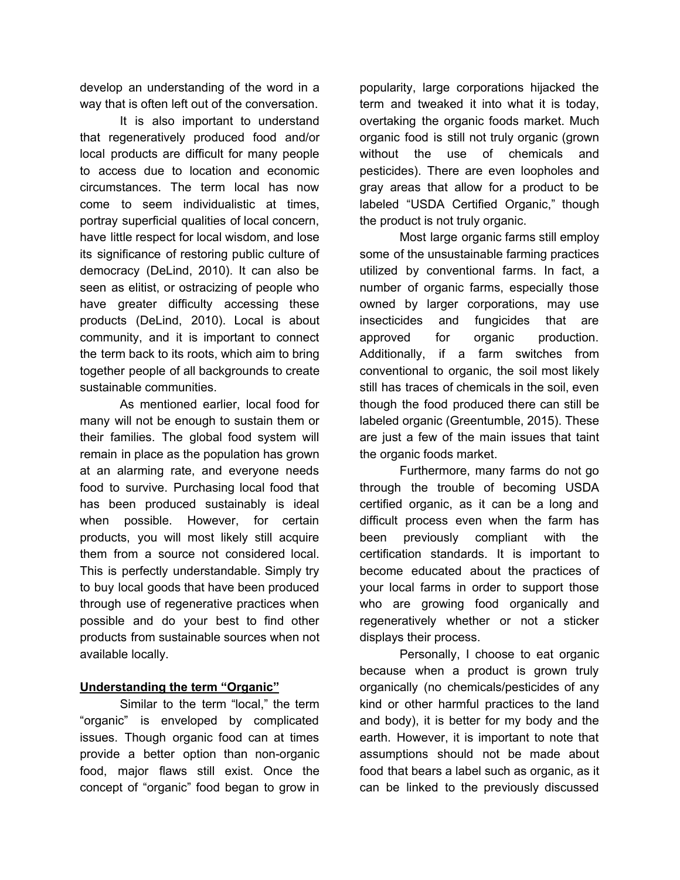develop an understanding of the word in a way that is often left out of the conversation.

It is also important to understand that regeneratively produced food and/or local products are difficult for many people to access due to location and economic circumstances. The term local has now come to seem individualistic at times, portray superficial qualities of local concern, have little respect for local wisdom, and lose its significance of restoring public culture of democracy (DeLind, 2010). It can also be seen as elitist, or ostracizing of people who have greater difficulty accessing these products (DeLind, 2010). Local is about community, and it is important to connect the term back to its roots, which aim to bring together people of all backgrounds to create sustainable communities.

As mentioned earlier, local food for many will not be enough to sustain them or their families. The global food system will remain in place as the population has grown at an alarming rate, and everyone needs food to survive. Purchasing local food that has been produced sustainably is ideal when possible. However, for certain products, you will most likely still acquire them from a source not considered local. This is perfectly understandable. Simply try to buy local goods that have been produced through use of regenerative practices when possible and do your best to find other products from sustainable sources when not available locally.

## Understanding the term "Organic"

Similar to the term "local," the term "organic" is enveloped by complicated issues. Though organic food can at times provide a better option than non-organic food, major flaws still exist. Once the concept of "organic" food began to grow in popularity, large corporations hijacked the term and tweaked it into what it is today, overtaking the organic foods market. Much organic food is still not truly organic (grown without the use of chemicals and pesticides). There are even loopholes and gray areas that allow for a product to be labeled "USDA Certified Organic," though the product is not truly organic.

Most large organic farms still employ some of the unsustainable farming practices utilized by conventional farms. In fact, a number of organic farms, especially those owned by larger corporations, may use insecticides and fungicides that are approved for organic production. Additionally, if a farm switches from conventional to organic, the soil most likely still has traces of chemicals in the soil, even though the food produced there can still be labeled organic (Greentumble, 2015). These are just a few of the main issues that taint the organic foods market.

Furthermore, many farms do not go through the trouble of becoming USDA certified organic, as it can be a long and difficult process even when the farm has been previously compliant with the certification standards. It is important to become educated about the practices of your local farms in order to support those who are growing food organically and regeneratively whether or not a sticker displays their process.

Personally, I choose to eat organic because when a product is grown truly organically (no chemicals/pesticides of any kind or other harmful practices to the land and body), it is better for my body and the earth. However, it is important to note that assumptions should not be made about food that bears a label such as organic, as it can be linked to the previously discussed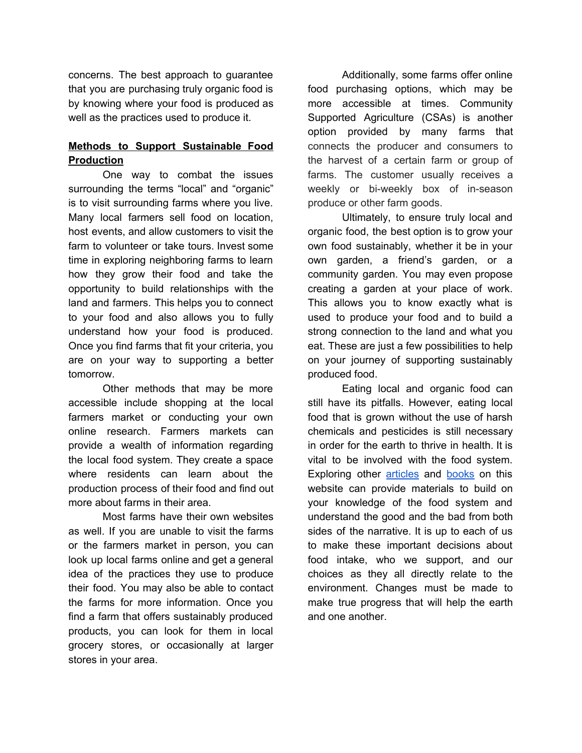concerns. The best approach to guarantee that you are purchasing truly organic food is by knowing where your food is produced as well as the practices used to produce it.

## **Methods to Support Sustainable Food Production**

One way to combat the issues surrounding the terms "local" and "organic" is to visit surrounding farms where you live. Many local farmers sell food on location, host events, and allow customers to visit the farm to volunteer or take tours. Invest some time in exploring neighboring farms to learn how they grow their food and take the opportunity to build relationships with the land and farmers. This helps you to connect to your food and also allows you to fully understand how your food is produced. Once you find farms that fit your criteria, you are on your way to supporting a better tomorrow.

Other methods that may be more accessible include shopping at the local farmers market or conducting your own online research. Farmers markets can provide a wealth of information regarding the local food system. They create a space where residents can learn about the production process of their food and find out more about farms in their area.

Most farms have their own websites as well. If you are unable to visit the farms or the farmers market in person, you can look up local farms online and get a general idea of the practices they use to produce their food. You may also be able to contact the farms for more information. Once you find a farm that offers sustainably produced products, you can look for them in local grocery stores, or occasionally at larger stores in your area.

Additionally, some farms offer online food purchasing options, which may be more accessible at times. Community Supported Agriculture (CSAs) is another option provided by many farms that connects the producer and consumers to the harvest of a certain farm or group of farms. The customer usually receives a weekly or bi-weekly box of in-season produce or other farm goods.

Ultimately, to ensure truly local and organic food, the best option is to grow your own food sustainably, whether it be in your own garden, a friend's garden, or a community garden. You may even propose creating a garden at your place of work. This allows you to know exactly what is used to produce your food and to build a strong connection to the land and what you eat. These are just a few possibilities to help on your journey of supporting sustainably produced food.

Eating local and organic food can still have its pitfalls. However, eating local food that is grown without the use of harsh chemicals and pesticides is still necessary in order for the earth to thrive in health. It is vital to be involved with the food system. Exploring other articles and books on this website can provide materials to build on your knowledge of the food system and understand the good and the bad from both sides of the narrative. It is up to each of us to make these important decisions about food intake, who we support, and our choices as they all directly relate to the environment. Changes must be made to make true progress that will help the earth and one another.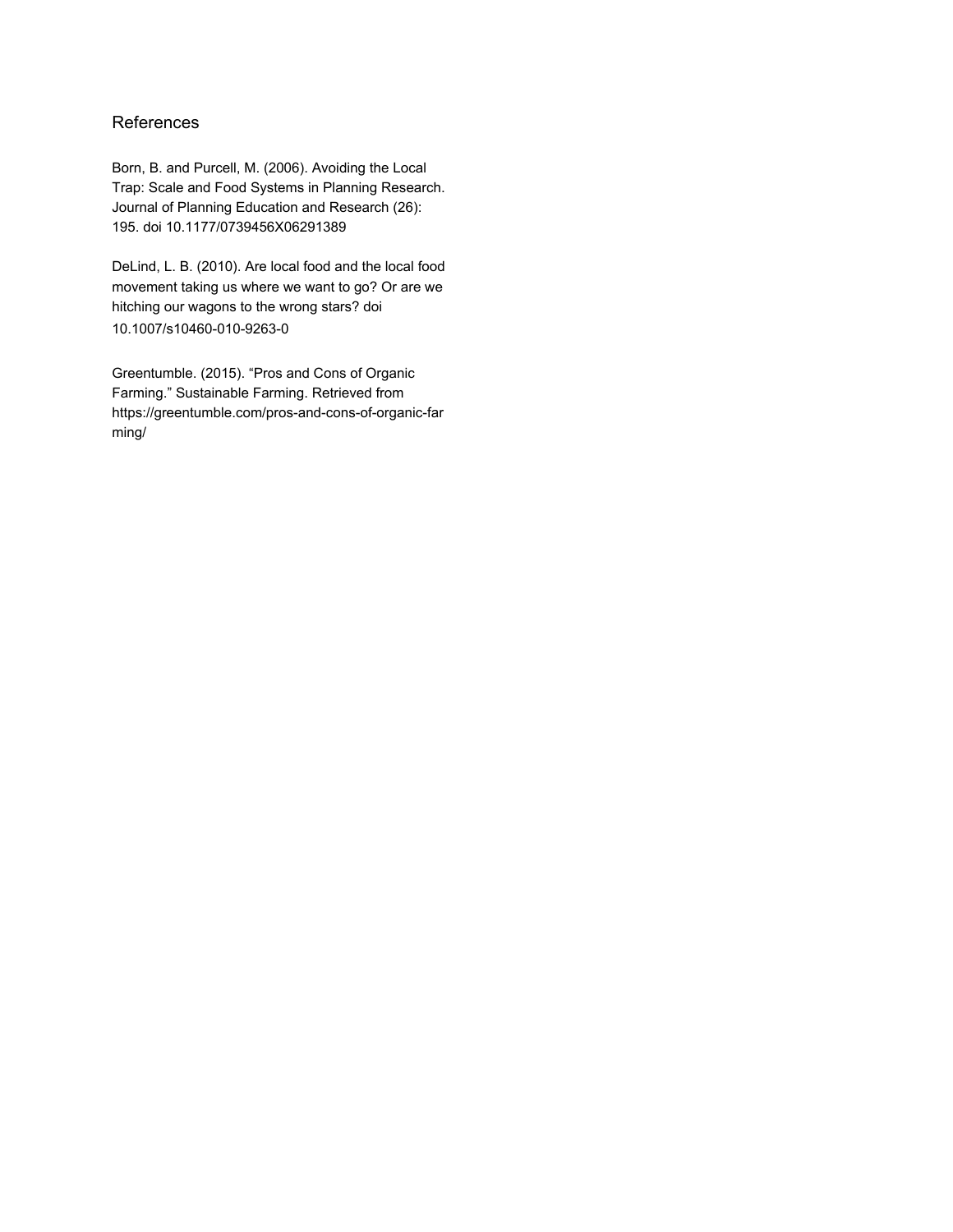## References

Born, B. and Purcell, M. (2006). Avoiding the Local Trap: Scale and Food Systems in Planning Research. Journal of Planning Education and Research (26): 195. doi 10.1177/0739456X06291389

DeLind, L. B. (2010). Are local food and the local food movement taking us where we want to go? Or are we hitching our wagons to the wrong stars? doi 10.1007/s10460-010-9263-0

Greentumble. (2015). “Pros and Cons of Organic Farming.” Sustainable Farming. Retrieved from https://greentumble.com/pros-and-cons-of-organic-farming/